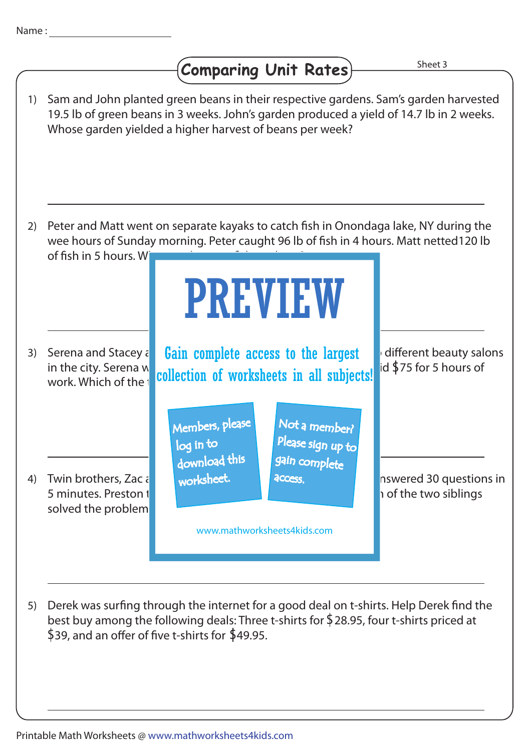Name : ____________________

# Comparing Unit Rates

Sheet 3

1) Sam and John planted green beans in their respective gardens. Sam's garden harvested 19.5 lb of green beans in 3 weeks. John's garden produced a yield of 14.7 lb in 2 weeks. Whose garden yielded a higher harvest of beans per week?

2) Peter and Matt went on separate kayaks to catch fish in Onondaga lake, NY during the wee hours of Sunday morning. Peter caught 96 lb of fish in 4 hours. Matt netted120 lb of fish in 5 hours. W

PREVIEW

Gain complete access to the largest collection of worksheets in all subjects!

Members, please log in to download this worksheet.

Not a member? Please sign up to gain complete access.

www.mathworksheets4kids.com

3) Serena and Stacey a ... different beauty salons in the city. Serena w ... id $75 for 5 hours of work. Which of the t

4) Twin brothers, Zac a ... nswered 30 questions in 5 minutes. Preston t ... of the two siblings solved the problem

5) Derek was surfing through the internet for a good deal on t-shirts. Help Derek find the best buy among the following deals: Three t-shirts for $28.95, four t-shirts priced at $39, and an offer of five t-shirts for $49.95.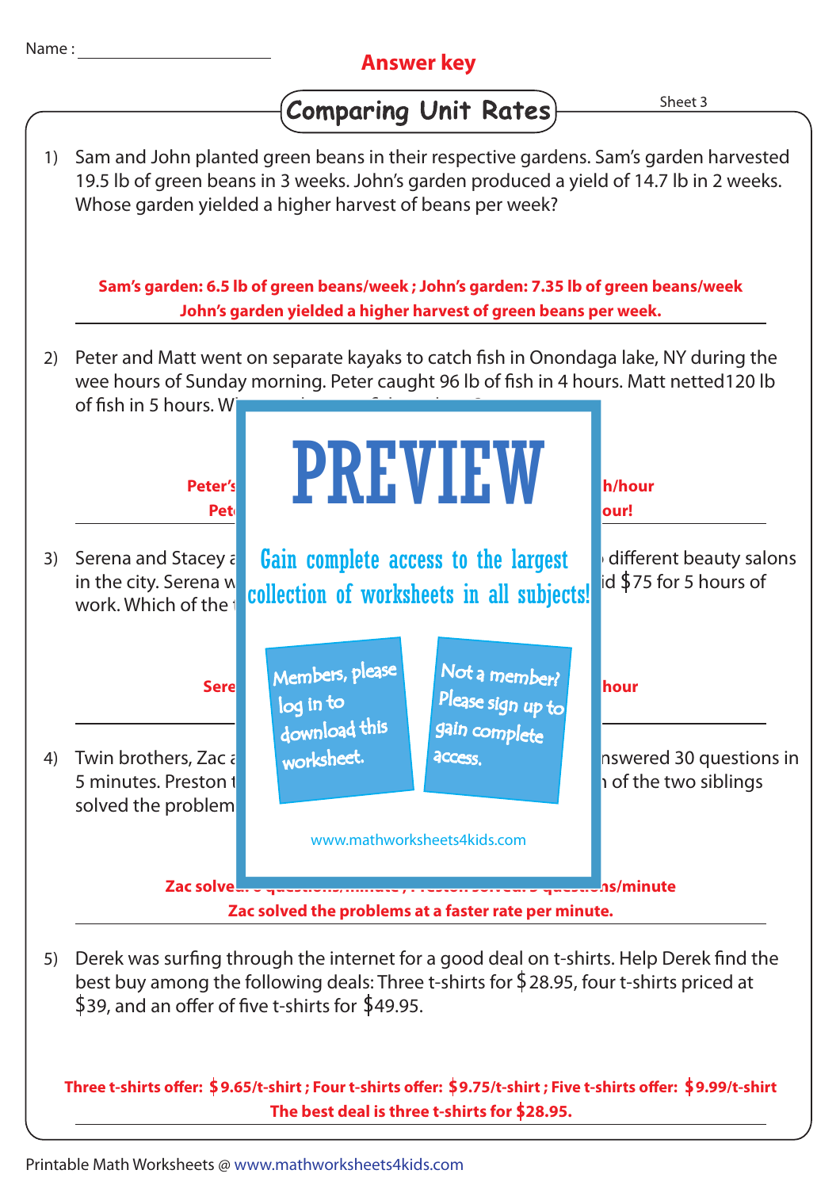Name :

**Answer key**

# Comparing Unit Rates

Sheet 3

1) Sam and John planted green beans in their respective gardens. Sam's garden harvested 19.5 lb of green beans in 3 weeks. John's garden produced a yield of 14.7 lb in 2 weeks. Whose garden yielded a higher harvest of beans per week?

**Sam's garden: 6.5 lb of green beans/week ; John's garden: 7.35 lb of green beans/week**
**John's garden yielded a higher harvest of green beans per week.**

2) Peter and Matt went on separate kayaks to catch fish in Onondaga lake, NY during the wee hours of Sunday morning. Peter caught 96 lb of fish in 4 hours. Matt netted120 lb of fish in 5 hours. W

**Peter's** **h/hour**
**Pet** **our!**

PREVIEW

Gain complete access to the largest collection of worksheets in all subjects!

Members, please log in to download this worksheet.

Not a member? Please sign up to gain complete access.

www.mathworksheets4kids.com

3) Serena and Stacey a different beauty salons in the city. Serena w id $75 for 5 hours of work. Which of the t

**Sere** **hour**

4) Twin brothers, Zac a nswered 30 questions in 5 minutes. Preston t n of the two siblings solved the problem

**Zac solve ns/minute**
**Zac solved the problems at a faster rate per minute.**

5) Derek was surfing through the internet for a good deal on t-shirts. Help Derek find the best buy among the following deals: Three t-shirts for $28.95, four t-shirts priced at $39, and an offer of five t-shirts for $49.95.

**Three t-shirts offer: $9.65/t-shirt ; Four t-shirts offer: $9.75/t-shirt ; Five t-shirts offer: $9.99/t-shirt**
**The best deal is three t-shirts for $28.95.**

Printable Math Worksheets @ www.mathworksheets4kids.com